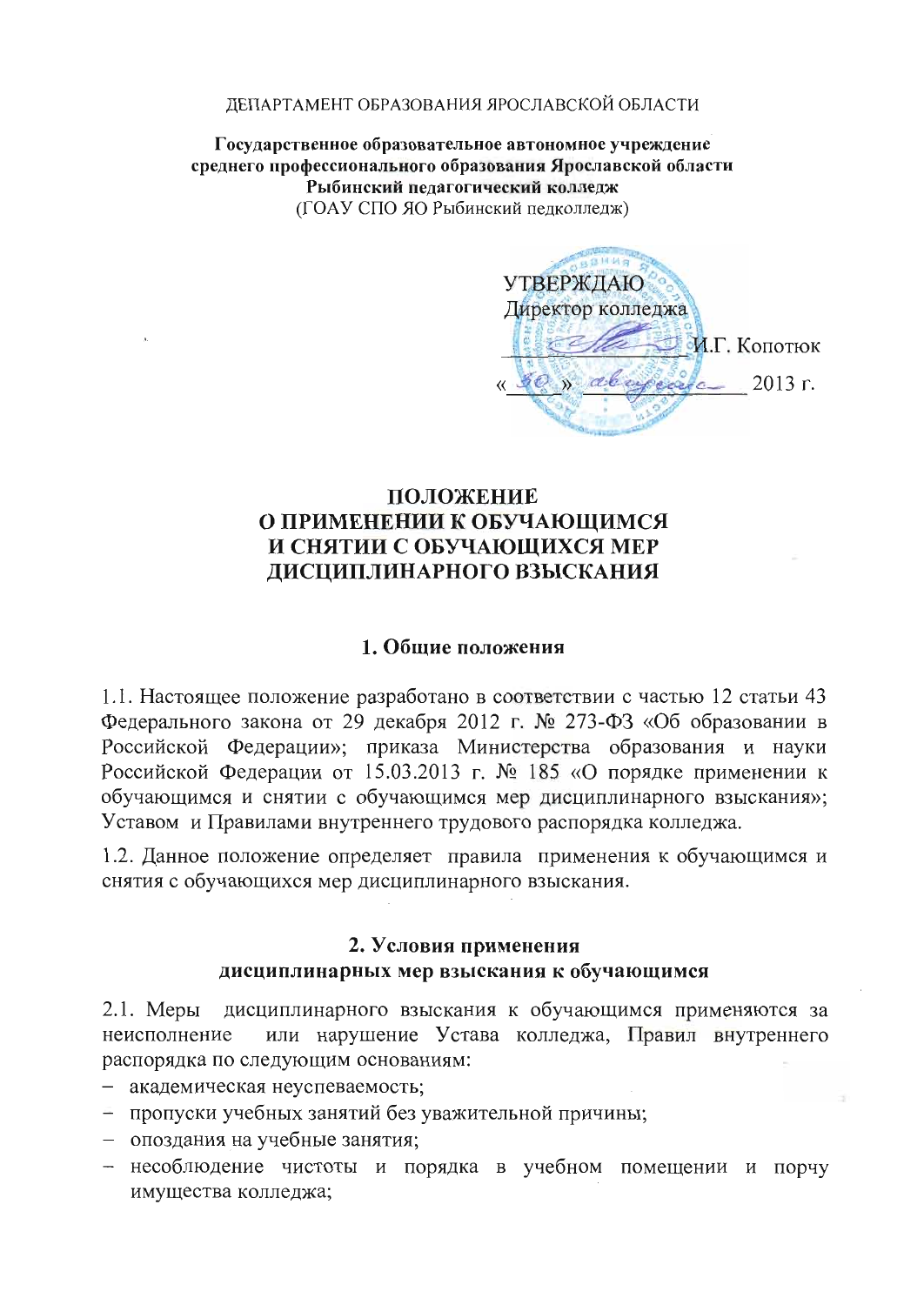ДЕПАРТАМЕНТ ОБРАЗОВАНИЯ ЯРОСЛАВСКОЙ ОБЛАСТИ

**Государственное образовательное автономное учреждение среднего профессионального образования Ярославской области Рыбинский педагогический колледж**
(ГОАУ СПО ЯО Рыбинский педколледж)

УТВЕРЖДАЮ
Директор колледжа
_______________ И.Г. Копотюк
«30» августа 2013 г.

# ПОЛОЖЕНИЕ О ПРИМЕНЕНИИ К ОБУЧАЮЩИМСЯ И СНЯТИИ С ОБУЧАЮЩИХСЯ МЕР ДИСЦИПЛИНАРНОГО ВЗЫСКАНИЯ

## 1. Общие положения

1.1. Настоящее положение разработано в соответствии с частью 12 статьи 43 Федерального закона от 29 декабря 2012 г. № 273-ФЗ «Об образовании в Российской Федерации»; приказа Министерства образования и науки Российской Федерации от 15.03.2013 г. № 185 «О порядке применении к обучающимся и снятии с обучающимся мер дисциплинарного взыскания»; Уставом и Правилами внутреннего трудового распорядка колледжа.

1.2. Данное положение определяет правила применения к обучающимся и снятия с обучающихся мер дисциплинарного взыскания.

## 2. Условия применения дисциплинарных мер взыскания к обучающимся

2.1. Меры дисциплинарного взыскания к обучающимся применяются за неисполнение или нарушение Устава колледжа, Правил внутреннего распорядка по следующим основаниям:

- академическая неуспеваемость;
- пропуски учебных занятий без уважительной причины;
- опоздания на учебные занятия;
- несоблюдение чистоты и порядка в учебном помещении и порчу имущества колледжа;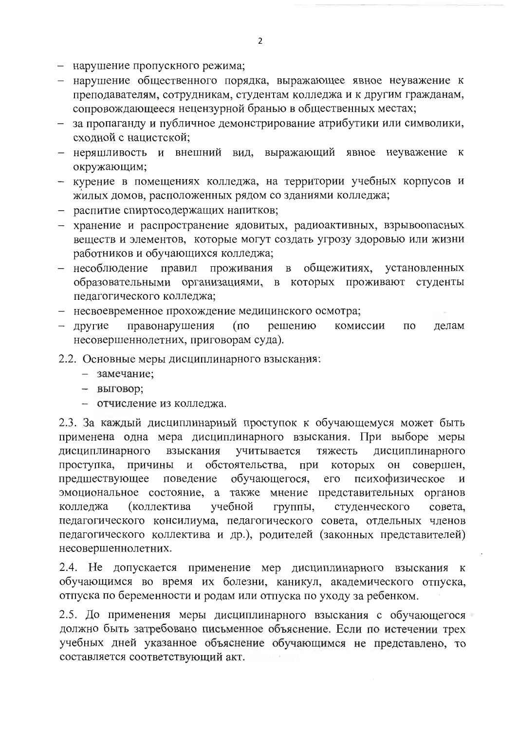- нарушение пропускного режима;
- нарушение общественного порядка, выражающее явное неуважение к преподавателям, сотрудникам, студентам колледжа и к другим гражданам, сопровождающееся нецензурной бранью в общественных местах;
- за пропаганду и публичное демонстрирование атрибутики или символики, сходной с нацистской;
- неряшливость и внешний вид, выражающий явное неуважение к окружающим;
- курение в помещениях колледжа, на территории учебных корпусов и жилых домов, расположенных рядом со зданиями колледжа;
- распитие спиртосодержащих напитков;
- хранение и распространение ядовитых, радиоактивных, взрывоопасных веществ и элементов, которые могут создать угрозу здоровью или жизни работников и обучающихся колледжа;
- несоблюдение правил проживания в общежитиях, установленных образовательными организациями, в которых проживают студенты педагогического колледжа;
- несвоевременное прохождение медицинского осмотра;
- другие правонарушения (по решению комиссии по делам несовершеннолетних, приговорам суда).

2.2. Основные меры дисциплинарного взыскания:
- замечание;
- выговор;
- отчисление из колледжа.

2.3. За каждый дисциплинарный проступок к обучающемуся может быть применена одна мера дисциплинарного взыскания. При выборе меры дисциплинарного взыскания учитывается тяжесть дисциплинарного проступка, причины и обстоятельства, при которых он совершен, предшествующее поведение обучающегося, его психофизическое и эмоциональное состояние, а также мнение представительных органов колледжа (коллектива учебной группы, студенческого совета, педагогического консилиума, педагогического совета, отдельных членов педагогического коллектива и др.), родителей (законных представителей) несовершеннолетних.

2.4. Не допускается применение мер дисциплинарного взыскания к обучающимся во время их болезни, каникул, академического отпуска, отпуска по беременности и родам или отпуска по уходу за ребенком.

2.5. До применения меры дисциплинарного взыскания с обучающегося должно быть затребовано письменное объяснение. Если по истечении трех учебных дней указанное объяснение обучающимся не представлено, то составляется соответствующий акт.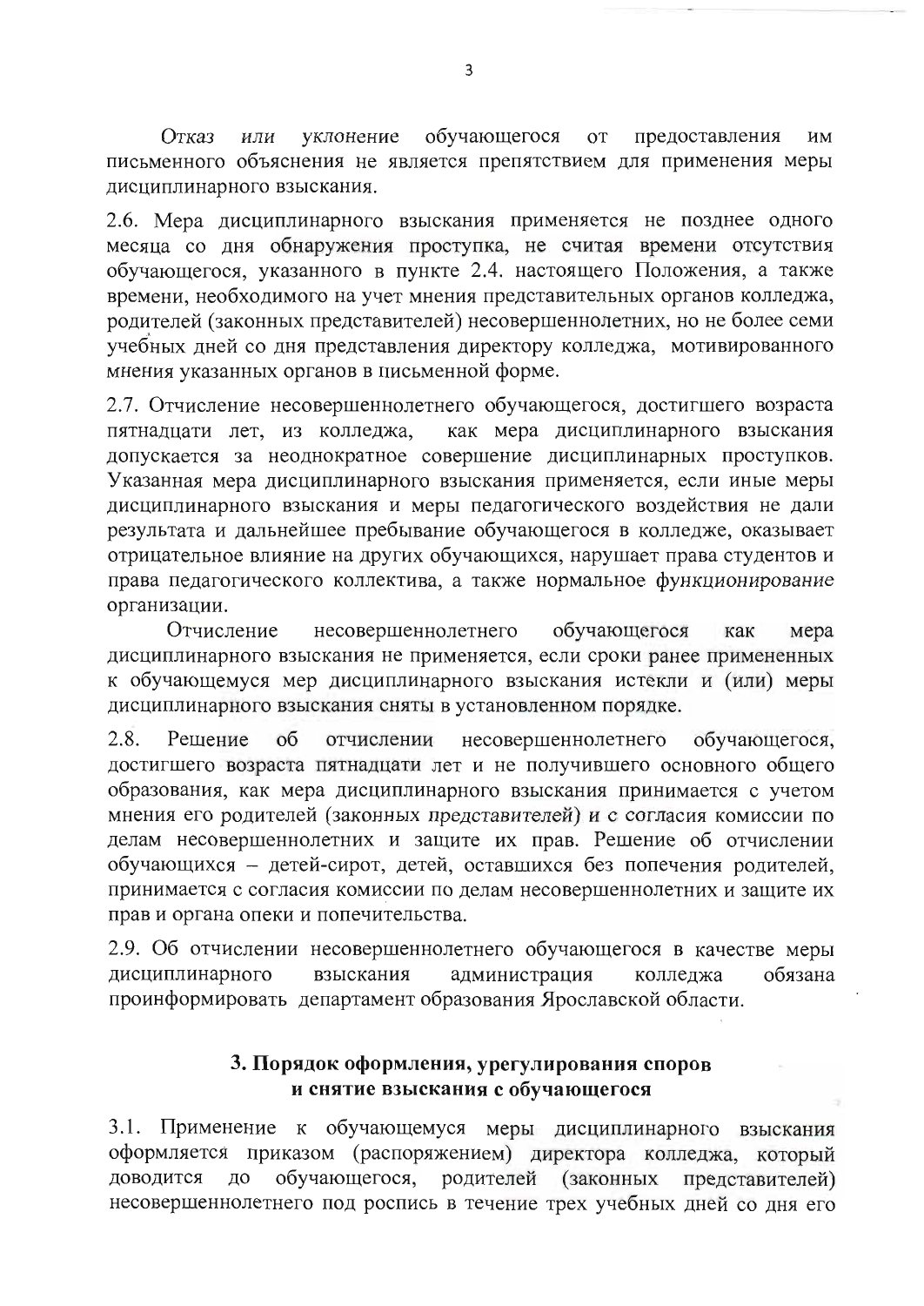Отказ или уклонение обучающегося от предоставления им письменного объяснения не является препятствием для применения меры дисциплинарного взыскания.

2.6. Мера дисциплинарного взыскания применяется не позднее одного месяца со дня обнаружения проступка, не считая времени отсутствия обучающегося, указанного в пункте 2.4. настоящего Положения, а также времени, необходимого на учет мнения представительных органов колледжа, родителей (законных представителей) несовершеннолетних, но не более семи учебных дней со дня представления директору колледжа, мотивированного мнения указанных органов в письменной форме.

2.7. Отчисление несовершеннолетнего обучающегося, достигшего возраста пятнадцати лет, из колледжа, как мера дисциплинарного взыскания допускается за неоднократное совершение дисциплинарных проступков. Указанная мера дисциплинарного взыскания применяется, если иные меры дисциплинарного взыскания и меры педагогического воздействия не дали результата и дальнейшее пребывание обучающегося в колледже, оказывает отрицательное влияние на других обучающихся, нарушает права студентов и права педагогического коллектива, а также нормальное функционирование организации.

Отчисление несовершеннолетнего обучающегося как мера дисциплинарного взыскания не применяется, если сроки ранее примененных к обучающемуся мер дисциплинарного взыскания истекли и (или) меры дисциплинарного взыскания сняты в установленном порядке.

2.8. Решение об отчислении несовершеннолетнего обучающегося, достигшего возраста пятнадцати лет и не получившего основного общего образования, как мера дисциплинарного взыскания принимается с учетом мнения его родителей (законных представителей) и с согласия комиссии по делам несовершеннолетних и защите их прав. Решение об отчислении обучающихся – детей-сирот, детей, оставшихся без попечения родителей, принимается с согласия комиссии по делам несовершеннолетних и защите их прав и органа опеки и попечительства.

2.9. Об отчислении несовершеннолетнего обучающегося в качестве меры дисциплинарного взыскания администрация колледжа обязана проинформировать департамент образования Ярославской области.

## 3. Порядок оформления, урегулирования споров и снятие взыскания с обучающегося

3.1. Применение к обучающемуся меры дисциплинарного взыскания оформляется приказом (распоряжением) директора колледжа, который доводится до обучающегося, родителей (законных представителей) несовершеннолетнего под роспись в течение трех учебных дней со дня его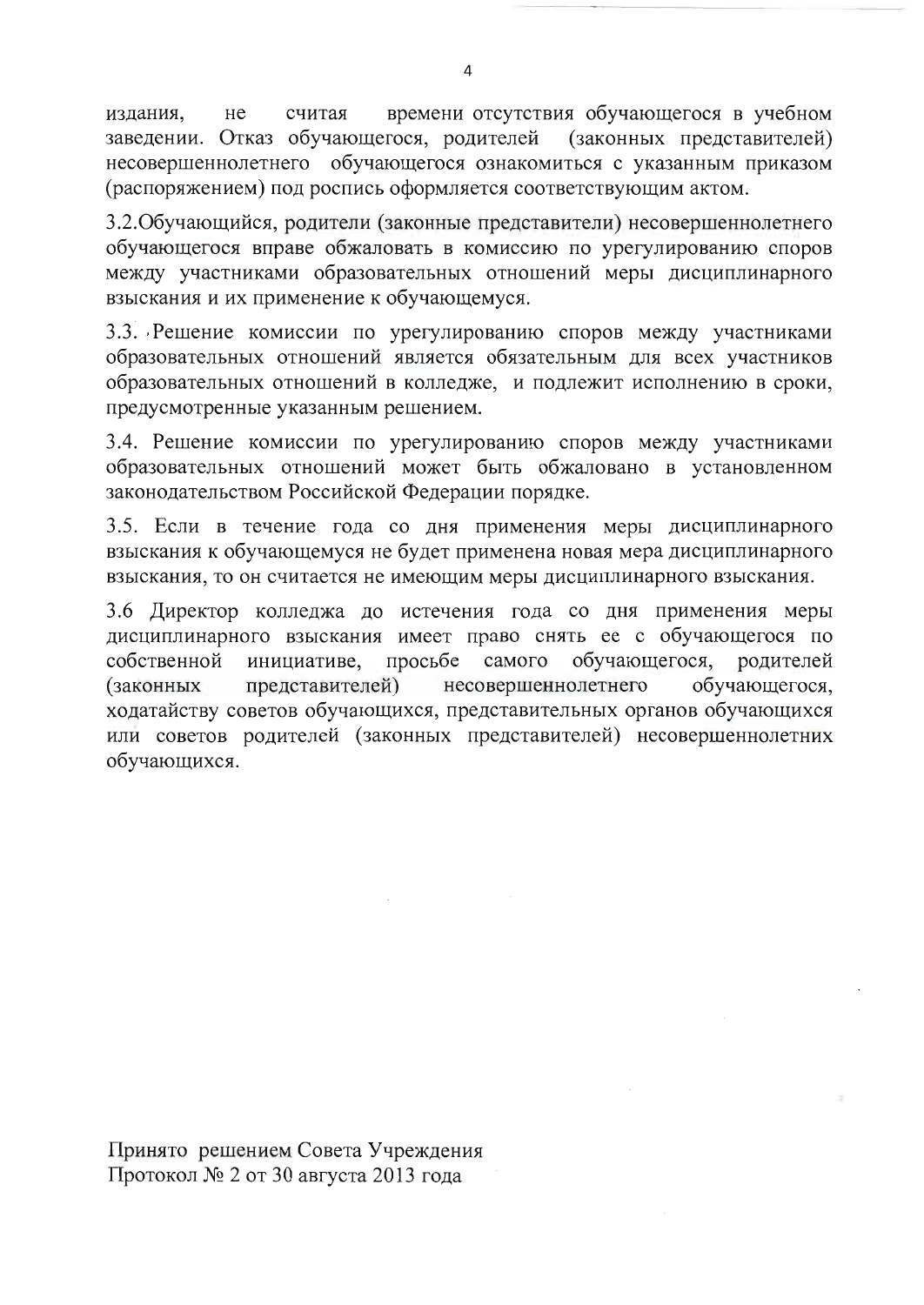издания, не считая времени отсутствия обучающегося в учебном заведении. Отказ обучающегося, родителей (законных представителей) несовершеннолетнего обучающегося ознакомиться с указанным приказом (распоряжением) под роспись оформляется соответствующим актом.

3.2.Обучающийся, родители (законные представители) несовершеннолетнего обучающегося вправе обжаловать в комиссию по урегулированию споров между участниками образовательных отношений меры дисциплинарного взыскания и их применение к обучающемуся.

3.3. Решение комиссии по урегулированию споров между участниками образовательных отношений является обязательным для всех участников образовательных отношений в колледже, и подлежит исполнению в сроки, предусмотренные указанным решением.

3.4. Решение комиссии по урегулированию споров между участниками образовательных отношений может быть обжаловано в установленном законодательством Российской Федерации порядке.

3.5. Если в течение года со дня применения меры дисциплинарного взыскания к обучающемуся не будет применена новая мера дисциплинарного взыскания, то он считается не имеющим меры дисциплинарного взыскания.

3.6 Директор колледжа до истечения года со дня применения меры дисциплинарного взыскания имеет право снять ее с обучающегося по собственной инициативе, просьбе самого обучающегося, родителей (законных представителей) несовершеннолетнего обучающегося, ходатайству советов обучающихся, представительных органов обучающихся или советов родителей (законных представителей) несовершеннолетних обучающихся.

Принято решением Совета Учреждения
Протокол № 2 от 30 августа 2013 года